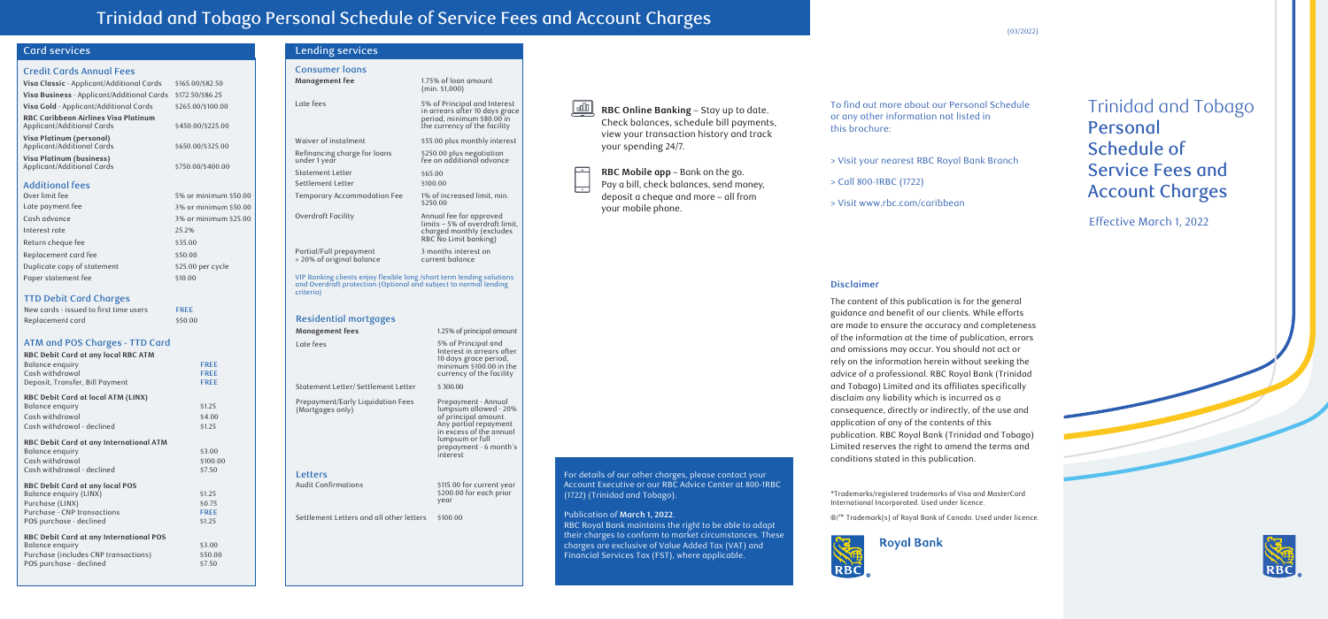# Trinidad and Tobago Personal Schedule of Service Fees and Account Charges

## Card services

### Credit Cards Annual Fees

| | |
|---|---|
| **Visa Classic** - Applicant/Additional Cards | $165.00/$82.50 |
| **Visa Business** - Applicant/Additional Cards | $172.50/$86.25 |
| **Visa Gold** - Applicant/Additional Cards | $265.00/$100.00 |
| **RBC Caribbean Airlines Visa Platinum** Applicant/Additional Cards | $450.00/$225.00 |
| **Visa Platinum (personal)** Applicant/Additional Cards | $650.00/$325.00 |
| **Visa Platinum (business)** Applicant/Additional Cards | $750.00/$400.00 |

### Additional fees

| | |
|---|---|
| Over limit fee | 5% or minimum $50.00 |
| Late payment fee | 3% or minimum $50.00 |
| Cash advance | 3% or minimum $25.00 |
| Interest rate | 25.2% |
| Return cheque fee | $35.00 |
| Replacement card fee | $50.00 |
| Duplicate copy of statement | $25.00 per cycle |
| Paper statement fee | $10.00 |

### TTD Debit Card Charges

| | |
|---|---|
| New cards - issued to first time users | FREE |
| Replacement card | $50.00 |

### ATM and POS Charges - TTD Card

| | |
|---|---|
| **RBC Debit Card at any local RBC ATM** | |
| Balance enquiry | FREE |
| Cash withdrawal | FREE |
| Deposit, Transfer, Bill Payment | FREE |
| **RBC Debit Card at local ATM (LINX)** | |
| Balance enquiry | $1.25 |
| Cash withdrawal | $4.00 |
| Cash withdrawal - declined | $1.25 |
| **RBC Debit Card at any International ATM** | |
| Balance enquiry | $3.00 |
| Cash withdrawal | $100.00 |
| Cash withdrawal - declined | $7.50 |
| **RBC Debit Card at any local POS** | |
| Balance enquiry (LINX) | $1.25 |
| Purchase (LINX) | $0.75 |
| Purchase - CNP transactions | FREE |
| POS purchase - declined | $1.25 |
| **RBC Debit Card at any International POS** | |
| Balance enquiry | $3.00 |
| Purchase (includes CNP transactions) | $50.00 |
| POS purchase - declined | $7.50 |

## Lending services

### Consumer loans

| | |
|---|---|
| **Management fee** | 1.75% of loan amount (min. $1,000) |
| Late fees | 5% of Principal and Interest in arrears after 10 days grace period, minimum $80.00 in the currency of the facility |
| Waiver of instalment | $55.00 plus monthly interest |
| Refinancing charge for loans under 1 year | $250.00 plus negotiation fee on additional advance |
| Statement Letter | $65.00 |
| Settlement Letter | $100.00 |
| Temporary Accommodation Fee | 1% of increased limit, min. $250.00 |
| Overdraft Facility | Annual fee for approved limits – 5% of overdraft limit, charged monthly (excludes RBC No Limit banking) |
| Partial/Full prepayment > 20% of original balance | 3 months interest on current balance |

VIP Banking clients enjoy flexible long /short term lending solutions and Overdraft protection (Optional and subject to normal lending criteria)

### Residential mortgages

| | |
|---|---|
| **Management fees** | 1.25% of principal amount |
| Late fees | 5% of Principal and Interest in arrears after 10 days grace period, minimum $100.00 in the currency of the facility |
| Statement Letter/ Settlement Letter | $ 300.00 |
| Prepayment/Early Liquidation Fees (Mortgages only) | Prepayment - Annual lumpsum allowed - 20% of principal amount. Any partial repayment in excess of the annual lumpsum or full prepayment - 6 month's interest |

### Letters

| | |
|---|---|
| Audit Confirmations | $115.00 for current year $200.00 for each prior year |
| Settlement Letters and all other letters | $100.00 |

**RBC Online Banking** – Stay up to date. Check balances, schedule bill payments, view your transaction history and track your spending 24/7.

**RBC Mobile app** – Bank on the go. Pay a bill, check balances, send money, deposit a cheque and more – all from your mobile phone.

For details of our other charges, please contact your Account Executive or our RBC Advice Center at 800-1RBC (1722) (Trinidad and Tobago).

Publication of **March 1, 2022.**
RBC Royal Bank maintains the right to be able to adapt their charges to conform to market circumstances. These charges are exclusive of Value Added Tax (VAT) and Financial Services Tax (FST), where applicable.

To find out more about our Personal Schedule or any other information not listed in this brochure:

> Visit your nearest RBC Royal Bank Branch

> Call 800-1RBC (1722)

> Visit www.rbc.com/caribbean

### Disclaimer

The content of this publication is for the general guidance and benefit of our clients. While efforts are made to ensure the accuracy and completeness of the information at the time of publication, errors and omissions may occur. You should not act or rely on the information herein without seeking the advice of a professional. RBC Royal Bank (Trinidad and Tobago) Limited and its affiliates specifically disclaim any liability which is incurred as a consequence, directly or indirectly, of the use and application of any of the contents of this publication. RBC Royal Bank (Trinidad and Tobago) Limited reserves the right to amend the terms and conditions stated in this publication.

*Trademarks/registered trademarks of Visa and MasterCard International Incorporated. Used under licence.

®/™ Trademark(s) of Royal Bank of Canada. Used under licence.

Royal Bank

(03/2022)

# Trinidad and Tobago Personal Schedule of Service Fees and Account Charges

Effective March 1, 2022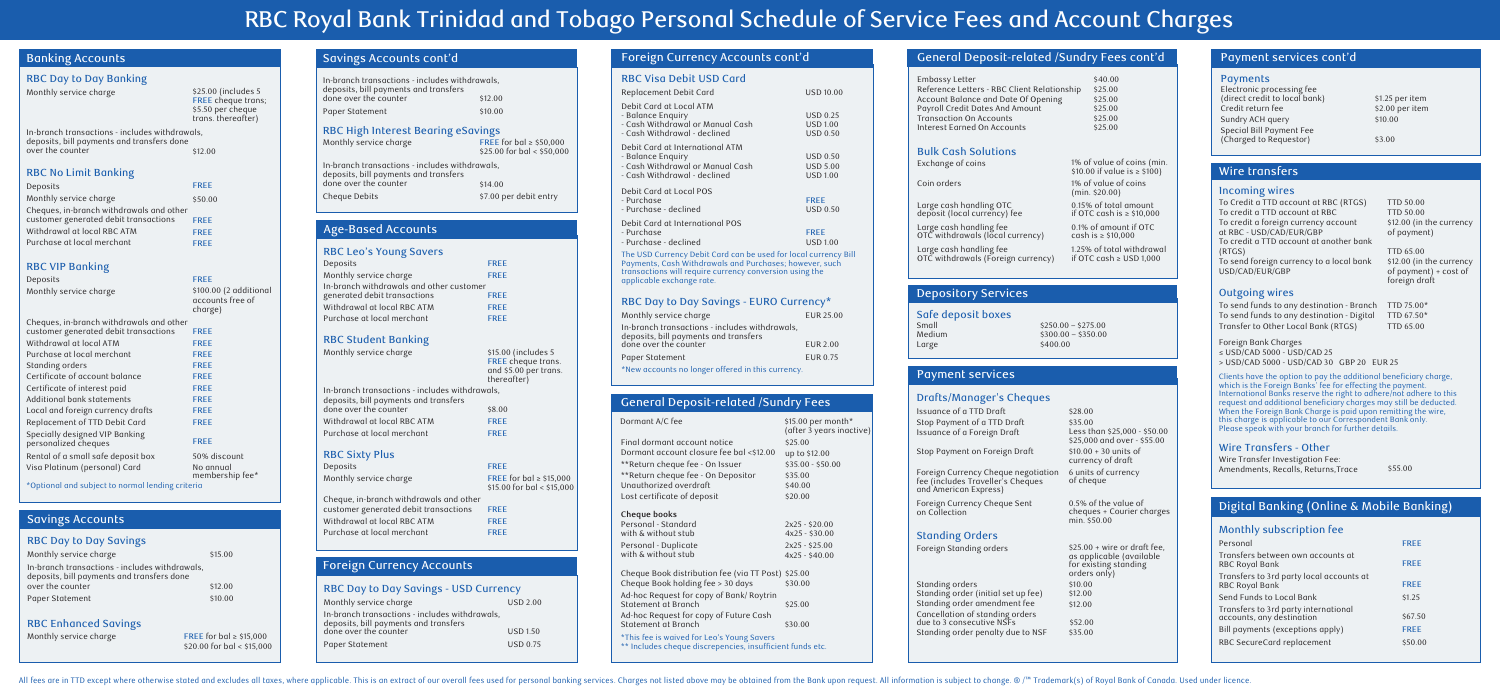# RBC Royal Bank Trinidad and Tobago Personal Schedule of Service Fees and Account Charges

## Banking Accounts

### RBC Day to Day Banking

| | |
|---|---|
| Monthly service charge | $25.00 (includes 5 FREE cheque trans; $5.50 per cheque trans. thereafter) |
| In-branch transactions - includes withdrawals, deposits, bill payments and transfers done over the counter | $12.00 |

### RBC No Limit Banking

| | |
|---|---|
| Deposits | FREE |
| Monthly service charge | $50.00 |
| Cheques, in-branch withdrawals and other customer generated debit transactions | FREE |
| Withdrawal at local RBC ATM | FREE |
| Purchase at local merchant | FREE |

### RBC VIP Banking

| | |
|---|---|
| Deposits | FREE |
| Monthly service charge | $100.00 (2 additional accounts free of charge) |
| Cheques, in-branch withdrawals and other customer generated debit transactions | FREE |
| Withdrawal at local ATM | FREE |
| Purchase at local merchant | FREE |
| Standing orders | FREE |
| Certificate of account balance | FREE |
| Certificate of interest paid | FREE |
| Additional bank statements | FREE |
| Local and foreign currency drafts | FREE |
| Replacement of TTD Debit Card | FREE |
| Specially designed VIP Banking personalized cheques | FREE |
| Rental of a small safe deposit box | 50% discount |
| Visa Platinum (personal) Card | No annual membership fee* |

*Optional and subject to normal lending criteria

## Savings Accounts

### RBC Day to Day Savings

| | |
|---|---|
| Monthly service charge | $15.00 |
| In-branch transactions - includes withdrawals, deposits, bill payments and transfers done over the counter | $12.00 |
| Paper Statement | $10.00 |

### RBC Enhanced Savings

| | |
|---|---|
| Monthly service charge | FREE for bal ≥ $15,000; $20.00 for bal < $15,000 |

## Savings Accounts cont'd

| | |
|---|---|
| In-branch transactions - includes withdrawals, deposits, bill payments and transfers done over the counter | $12.00 |
| Paper Statement | $10.00 |

### RBC High Interest Bearing eSavings

| | |
|---|---|
| Monthly service charge | FREE for bal ≥ $50,000; $25.00 for bal < $50,000 |
| In-branch transactions - includes withdrawals, deposits, bill payments and transfers done over the counter | $14.00 |
| Cheque Debits | $7.00 per debit entry |

## Age-Based Accounts

### RBC Leo's Young Savers

| | |
|---|---|
| Deposits | FREE |
| Monthly service charge | FREE |
| In-branch withdrawals and other customer generated debit transactions | FREE |
| Withdrawal at local RBC ATM | FREE |
| Purchase at local merchant | FREE |

### RBC Student Banking

| | |
|---|---|
| Monthly service charge | $15.00 (includes 5 FREE cheque trans. and $5.00 per trans. thereafter) |
| In-branch transactions - includes withdrawals, deposits, bill payments and transfers done over the counter | $8.00 |
| Withdrawal at local RBC ATM | FREE |
| Purchase at local merchant | FREE |

### RBC Sixty Plus

| | |
|---|---|
| Deposits | FREE |
| Monthly service charge | FREE for bal ≥ $15,000; $15.00 for bal < $15,000 |
| Cheque, in-branch withdrawals and other customer generated debit transactions | FREE |
| Withdrawal at local RBC ATM | FREE |
| Purchase at local merchant | FREE |

## Foreign Currency Accounts

### RBC Day to Day Savings - USD Currency

| | |
|---|---|
| Monthly service charge | USD 2.00 |
| In-branch transactions - includes withdrawals, deposits, bill payments and transfers done over the counter | USD 1.50 |
| Paper Statement | USD 0.75 |

## Foreign Currency Accounts cont'd

### RBC Visa Debit USD Card

| | |
|---|---|
| Replacement Debit Card | USD 10.00 |
| **Debit Card at Local ATM** | |
| - Balance Enquiry | USD 0.25 |
| - Cash Withdrawal or Manual Cash | USD 1.00 |
| - Cash Withdrawal - declined | USD 0.50 |
| **Debit Card at International ATM** | |
| - Balance Enquiry | USD 0.50 |
| - Cash Withdrawal or Manual Cash | USD 5.00 |
| - Cash Withdrawal - declined | USD 1.00 |
| **Debit Card at Local POS** | |
| - Purchase | FREE |
| - Purchase - declined | USD 0.50 |
| **Debit Card at International POS** | |
| - Purchase | FREE |
| - Purchase - declined | USD 1.00 |

The USD Currency Debit Card can be used for local currency Bill Payments, Cash Withdrawals and Purchases; however, such transactions will require currency conversion using the applicable exchange rate.

### RBC Day to Day Savings - EURO Currency*

| | |
|---|---|
| Monthly service charge | EUR 25.00 |
| In-branch transactions - includes withdrawals, deposits, bill payments and transfers done over the counter | EUR 2.00 |
| Paper Statement | EUR 0.75 |

*New accounts no longer offered in this currency.

## General Deposit-related /Sundry Fees

| | |
|---|---|
| Dormant A/C fee | $15.00 per month* (after 3 years inactive) |
| Final dormant account notice | $25.00 |
| Dormant account closure fee bal <$12.00 | up to $12.00 |
| **Return cheque fee - On Issuer | $35.00 - $50.00 |
| **Return cheque fee - On Depositor | $35.00 |
| Unauthorized overdraft | $40.00 |
| Lost certificate of deposit | $20.00 |
| **Cheque books** | |
| Personal - Standard with & without stub | 2x25 - $20.00; 4x25 - $30.00 |
| Personal - Duplicate with & without stub | 2x25 - $25.00; 4x25 - $40.00 |
| Cheque Book distribution fee (via TT Post) | $25.00 |
| Cheque Book holding fee > 30 days | $30.00 |
| Ad-hoc Request for copy of Bank/ Roytrin Statement at Branch | $25.00 |
| Ad-hoc Request for copy of Future Cash Statement at Branch | $30.00 |

*This fee is waived for Leo's Young Savers
** Includes cheque discrepancies, insufficient funds etc.

## General Deposit-related /Sundry Fees cont'd

| | |
|---|---|
| Embassy Letter | $40.00 |
| Reference Letters - RBC Client Relationship | $25.00 |
| Account Balance and Date Of Opening | $25.00 |
| Payroll Credit Dates And Amount | $25.00 |
| Transaction On Accounts | $25.00 |
| Interest Earned On Accounts | $25.00 |

### Bulk Cash Solutions

| | |
|---|---|
| Exchange of coins | 1% of value of coins (min. $10.00 if value is ≥ $100) |
| Coin orders | 1% of value of coins (min. $20.00) |
| Large cash handling OTC deposit (local currency) fee | 0.15% of total amount if OTC cash is ≥ $10,000 |
| Large cash handling fee OTC withdrawals (local currency) | 0.1% of amount if OTC cash is ≥ $10,000 |
| Large cash handling fee OTC withdrawals (Foreign currency) | 1.25% of total withdrawal if OTC cash ≥ USD 1,000 |

## Depository Services

### Safe deposit boxes

| | |
|---|---|
| Small | $250.00 – $275.00 |
| Medium | $300.00 – $350.00 |
| Large | $400.00 |

## Payment services

### Drafts/Manager's Cheques

| | |
|---|---|
| Issuance of a TTD Draft | $28.00 |
| Stop Payment of a TTD Draft | $35.00 |
| Issuance of a Foreign Draft | Less than $25,000 - $50.00; $25,000 and over - $55.00 |
| Stop Payment on Foreign Draft | $10.00 + 30 units of currency of draft |
| Foreign Currency Cheque negotiation fee (includes Traveller's Cheques and American Express) | 6 units of currency of cheque |
| Foreign Currency Cheque Sent on Collection | 0.5% of the value of cheques + Courier charges min. $50.00 |

### Standing Orders

| | |
|---|---|
| Foreign Standing orders | $25.00 + wire or draft fee, as applicable (available for existing standing orders only) |
| Standing orders | $10.00 |
| Standing order (initial set up fee) | $12.00 |
| Standing order amendment fee | $12.00 |
| Cancellation of standing orders due to 3 consecutive NSFs | $52.00 |
| Standing order penalty due to NSF | $35.00 |

## Payment services cont'd

### Payments

| | |
|---|---|
| Electronic processing fee (direct credit to local bank) | $1.25 per item |
| Credit return fee | $2.00 per item |
| Sundry ACH query | $10.00 |
| Special Bill Payment Fee (Charged to Requestor) | $3.00 |

## Wire transfers

### Incoming wires

| | |
|---|---|
| To Credit a TTD account at RBC (RTGS) | TTD 50.00 |
| To credit a TTD account at RBC | TTD 50.00 |
| To credit a foreign currency account at RBC - USD/CAD/EUR/GBP | $12.00 (in the currency of payment) |
| To credit a TTD account at another bank (RTGS) | TTD 65.00 |
| To send foreign currency to a local bank USD/CAD/EUR/GBP | $12.00 (in the currency of payment) + cost of foreign draft |

### Outgoing wires

| | |
|---|---|
| To send funds to any destination - Branch | TTD 75.00* |
| To send funds to any destination - Digital | TTD 67.50* |
| Transfer to Other Local Bank (RTGS) | TTD 65.00 |

Foreign Bank Charges
≤ USD/CAD 5000 - USD/CAD 25
> USD/CAD 5000 - USD/CAD 30 GBP 20 EUR 25

Clients have the option to pay the additional beneficiary charge, which is the Foreign Banks' fee for effecting the payment. International Banks reserve the right to adhere/not adhere to this request and additional beneficiary charges may still be deducted. When the Foreign Bank Charge is paid upon remitting the wire, this charge is applicable to our Correspondent Bank only. Please speak with your branch for further details.

### Wire Transfers - Other

| | |
|---|---|
| Wire Transfer Investigation Fee: Amendments, Recalls, Returns,Trace | $55.00 |

## Digital Banking (Online & Mobile Banking)

### Monthly subscription fee

| | |
|---|---|
| Personal | FREE |
| Transfers between own accounts at RBC Royal Bank | FREE |
| Transfers to 3rd party local accounts at RBC Royal Bank | FREE |
| Send Funds to Local Bank | $1.25 |
| Transfers to 3rd party international accounts, any destination | $67.50 |
| Bill payments (exceptions apply) | FREE |
| RBC SecureCard replacement | $50.00 |

All fees are in TTD except where otherwise stated and excludes all taxes, where applicable. This is an extract of our overall fees used for personal banking services. Charges not listed above may be obtained from the Bank upon request. All information is subject to change. ® /™ Trademark(s) of Royal Bank of Canada. Used under licence.